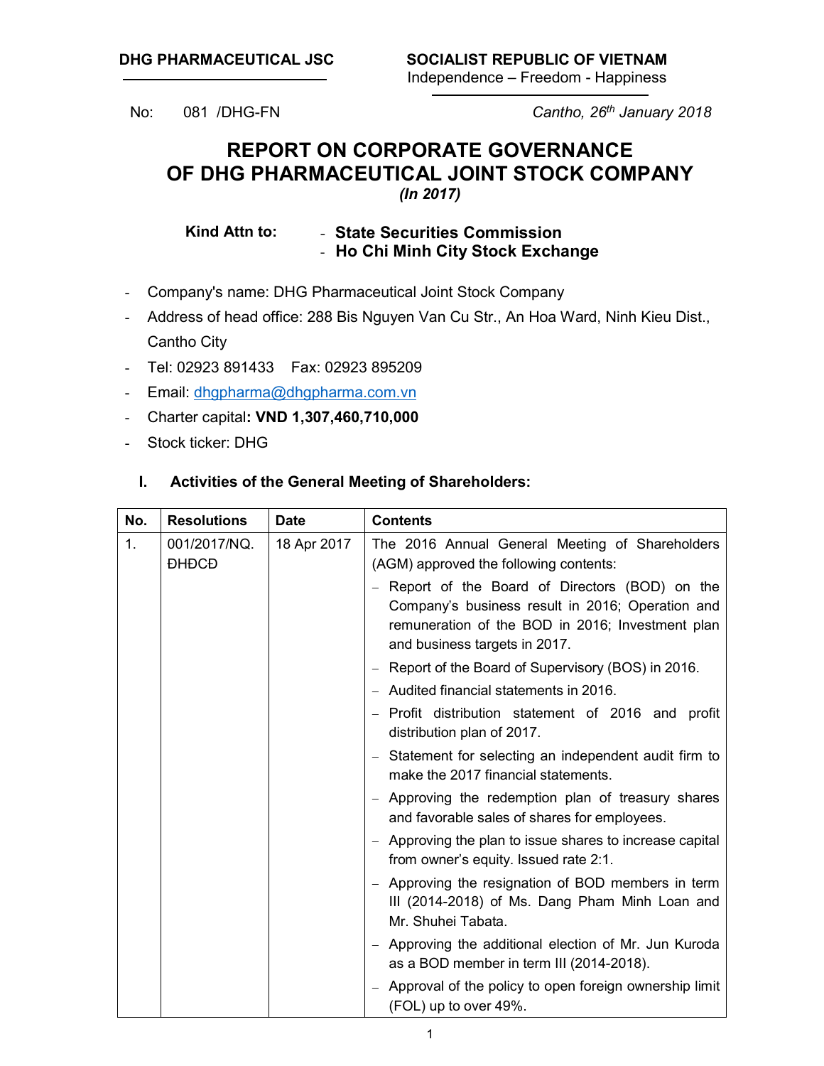**DHG PHARMACEUTICAL JSC**

**SOCIALIST REPUBLIC OF VIETNAM**
Independence – Freedom - Happiness

No: 081 /DHG-FN

*Cantho, 26th January 2018*

# REPORT ON CORPORATE GOVERNANCE OF DHG PHARMACEUTICAL JOINT STOCK COMPANY

***(In 2017)***

**Kind Attn to:**
- **State Securities Commission**
- **Ho Chi Minh City Stock Exchange**

- Company's name: DHG Pharmaceutical Joint Stock Company
- Address of head office: 288 Bis Nguyen Van Cu Str., An Hoa Ward, Ninh Kieu Dist., Cantho City
- Tel: 02923 891433 Fax: 02923 895209
- Email: dhgpharma@dhgpharma.com.vn
- Charter capital**: VND 1,307,460,710,000**
- Stock ticker: DHG

## I. Activities of the General Meeting of Shareholders:

| No. | Resolutions | Date | Contents |
|---|---|---|---|
| 1. | 001/2017/NQ. ĐHĐCĐ | 18 Apr 2017 | The 2016 Annual General Meeting of Shareholders (AGM) approved the following contents:<br>– Report of the Board of Directors (BOD) on the Company's business result in 2016; Operation and remuneration of the BOD in 2016; Investment plan and business targets in 2017.<br>– Report of the Board of Supervisory (BOS) in 2016.<br>– Audited financial statements in 2016.<br>– Profit distribution statement of 2016 and profit distribution plan of 2017.<br>– Statement for selecting an independent audit firm to make the 2017 financial statements.<br>– Approving the redemption plan of treasury shares and favorable sales of shares for employees.<br>– Approving the plan to issue shares to increase capital from owner's equity. Issued rate 2:1.<br>– Approving the resignation of BOD members in term III (2014-2018) of Ms. Dang Pham Minh Loan and Mr. Shuhei Tabata.<br>– Approving the additional election of Mr. Jun Kuroda as a BOD member in term III (2014-2018).<br>– Approval of the policy to open foreign ownership limit (FOL) up to over 49%. |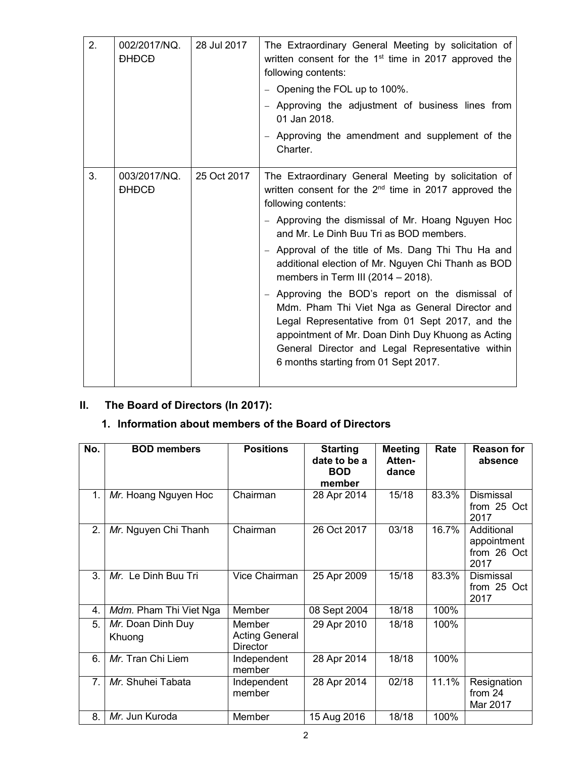| 2. | 002/2017/NQ. ĐHĐCĐ | 28 Jul 2017 | The Extraordinary General Meeting by solicitation of written consent for the 1st time in 2017 approved the following contents:<br>– Opening the FOL up to 100%.<br>– Approving the adjustment of business lines from 01 Jan 2018.<br>– Approving the amendment and supplement of the Charter. |
|---|---|---|---|
| 3. | 003/2017/NQ. ĐHĐCĐ | 25 Oct 2017 | The Extraordinary General Meeting by solicitation of written consent for the 2nd time in 2017 approved the following contents:<br>– Approving the dismissal of Mr. Hoang Nguyen Hoc and Mr. Le Dinh Buu Tri as BOD members.<br>– Approval of the title of Ms. Dang Thi Thu Ha and additional election of Mr. Nguyen Chi Thanh as BOD members in Term III (2014 – 2018).<br>– Approving the BOD's report on the dismissal of Mdm. Pham Thi Viet Nga as General Director and Legal Representative from 01 Sept 2017, and the appointment of Mr. Doan Dinh Duy Khuong as Acting General Director and Legal Representative within 6 months starting from 01 Sept 2017. |

## II. The Board of Directors (In 2017):

### 1. Information about members of the Board of Directors

| No. | BOD members | Positions | Starting date to be a BOD member | Meeting Atten-dance | Rate | Reason for absence |
|---|---|---|---|---|---|---|
| 1. | *Mr.* Hoang Nguyen Hoc | Chairman | 28 Apr 2014 | 15/18 | 83.3% | Dismissal from 25 Oct 2017 |
| 2. | *Mr.* Nguyen Chi Thanh | Chairman | 26 Oct 2017 | 03/18 | 16.7% | Additional appointment from 26 Oct 2017 |
| 3. | *Mr.* Le Dinh Buu Tri | Vice Chairman | 25 Apr 2009 | 15/18 | 83.3% | Dismissal from 25 Oct 2017 |
| 4. | *Mdm.* Pham Thi Viet Nga | Member | 08 Sept 2004 | 18/18 | 100% | |
| 5. | *Mr.* Doan Dinh Duy Khuong | Member Acting General Director | 29 Apr 2010 | 18/18 | 100% | |
| 6. | *Mr.* Tran Chi Liem | Independent member | 28 Apr 2014 | 18/18 | 100% | |
| 7. | *Mr.* Shuhei Tabata | Independent member | 28 Apr 2014 | 02/18 | 11.1% | Resignation from 24 Mar 2017 |
| 8. | *Mr.* Jun Kuroda | Member | 15 Aug 2016 | 18/18 | 100% | |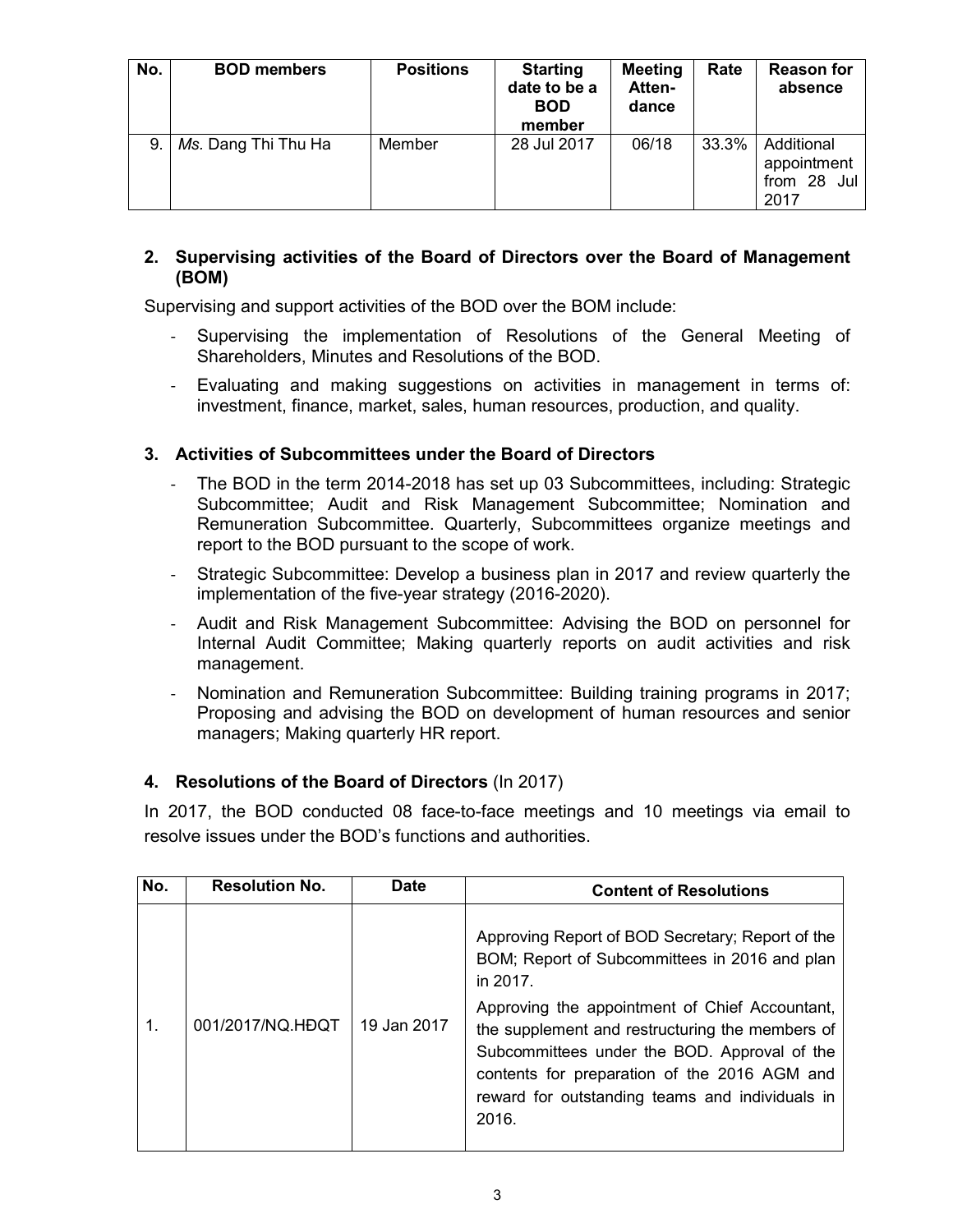| No. | BOD members | Positions | Starting date to be a BOD member | Meeting Attendance | Rate | Reason for absence |
|---|---|---|---|---|---|---|
| 9. | *Ms.* Dang Thi Thu Ha | Member | 28 Jul 2017 | 06/18 | 33.3% | Additional appointment from 28 Jul 2017 |

## 2. Supervising activities of the Board of Directors over the Board of Management (BOM)

Supervising and support activities of the BOD over the BOM include:

- Supervising the implementation of Resolutions of the General Meeting of Shareholders, Minutes and Resolutions of the BOD.
- Evaluating and making suggestions on activities in management in terms of: investment, finance, market, sales, human resources, production, and quality.

## 3. Activities of Subcommittees under the Board of Directors

- The BOD in the term 2014-2018 has set up 03 Subcommittees, including: Strategic Subcommittee; Audit and Risk Management Subcommittee; Nomination and Remuneration Subcommittee. Quarterly, Subcommittees organize meetings and report to the BOD pursuant to the scope of work.
- Strategic Subcommittee: Develop a business plan in 2017 and review quarterly the implementation of the five-year strategy (2016-2020).
- Audit and Risk Management Subcommittee: Advising the BOD on personnel for Internal Audit Committee; Making quarterly reports on audit activities and risk management.
- Nomination and Remuneration Subcommittee: Building training programs in 2017; Proposing and advising the BOD on development of human resources and senior managers; Making quarterly HR report.

## 4. Resolutions of the Board of Directors (In 2017)

In 2017, the BOD conducted 08 face-to-face meetings and 10 meetings via email to resolve issues under the BOD's functions and authorities.

| No. | Resolution No. | Date | Content of Resolutions |
|---|---|---|---|
| 1. | 001/2017/NQ.HĐQT | 19 Jan 2017 | Approving Report of BOD Secretary; Report of the BOM; Report of Subcommittees in 2016 and plan in 2017.<br>Approving the appointment of Chief Accountant, the supplement and restructuring the members of Subcommittees under the BOD. Approval of the contents for preparation of the 2016 AGM and reward for outstanding teams and individuals in 2016. |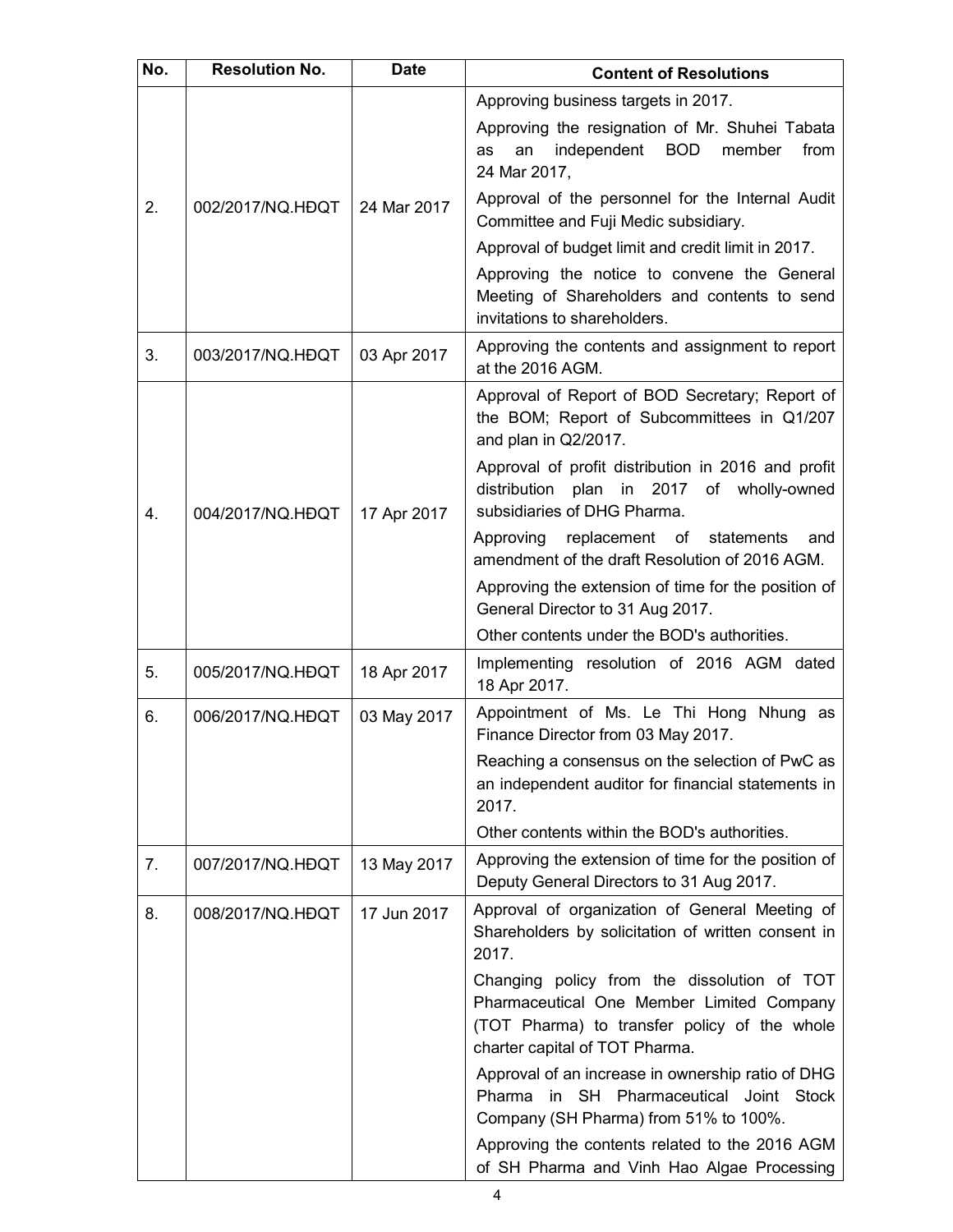| No. | Resolution No. | Date | Content of Resolutions |
|---|---|---|---|
| 2. | 002/2017/NQ.HĐQT | 24 Mar 2017 | Approving business targets in 2017.<br>Approving the resignation of Mr. Shuhei Tabata as an independent BOD member from 24 Mar 2017,<br>Approval of the personnel for the Internal Audit Committee and Fuji Medic subsidiary.<br>Approval of budget limit and credit limit in 2017.<br>Approving the notice to convene the General Meeting of Shareholders and contents to send invitations to shareholders. |
| 3. | 003/2017/NQ.HĐQT | 03 Apr 2017 | Approving the contents and assignment to report at the 2016 AGM. |
| 4. | 004/2017/NQ.HĐQT | 17 Apr 2017 | Approval of Report of BOD Secretary; Report of the BOM; Report of Subcommittees in Q1/207 and plan in Q2/2017.<br>Approval of profit distribution in 2016 and profit distribution plan in 2017 of wholly-owned subsidiaries of DHG Pharma.<br>Approving replacement of statements and amendment of the draft Resolution of 2016 AGM.<br>Approving the extension of time for the position of General Director to 31 Aug 2017.<br>Other contents under the BOD's authorities. |
| 5. | 005/2017/NQ.HĐQT | 18 Apr 2017 | Implementing resolution of 2016 AGM dated 18 Apr 2017. |
| 6. | 006/2017/NQ.HĐQT | 03 May 2017 | Appointment of Ms. Le Thi Hong Nhung as Finance Director from 03 May 2017.<br>Reaching a consensus on the selection of PwC as an independent auditor for financial statements in 2017.<br>Other contents within the BOD's authorities. |
| 7. | 007/2017/NQ.HĐQT | 13 May 2017 | Approving the extension of time for the position of Deputy General Directors to 31 Aug 2017. |
| 8. | 008/2017/NQ.HĐQT | 17 Jun 2017 | Approval of organization of General Meeting of Shareholders by solicitation of written consent in 2017.<br>Changing policy from the dissolution of TOT Pharmaceutical One Member Limited Company (TOT Pharma) to transfer policy of the whole charter capital of TOT Pharma.<br>Approval of an increase in ownership ratio of DHG Pharma in SH Pharmaceutical Joint Stock Company (SH Pharma) from 51% to 100%.<br>Approving the contents related to the 2016 AGM of SH Pharma and Vinh Hao Algae Processing |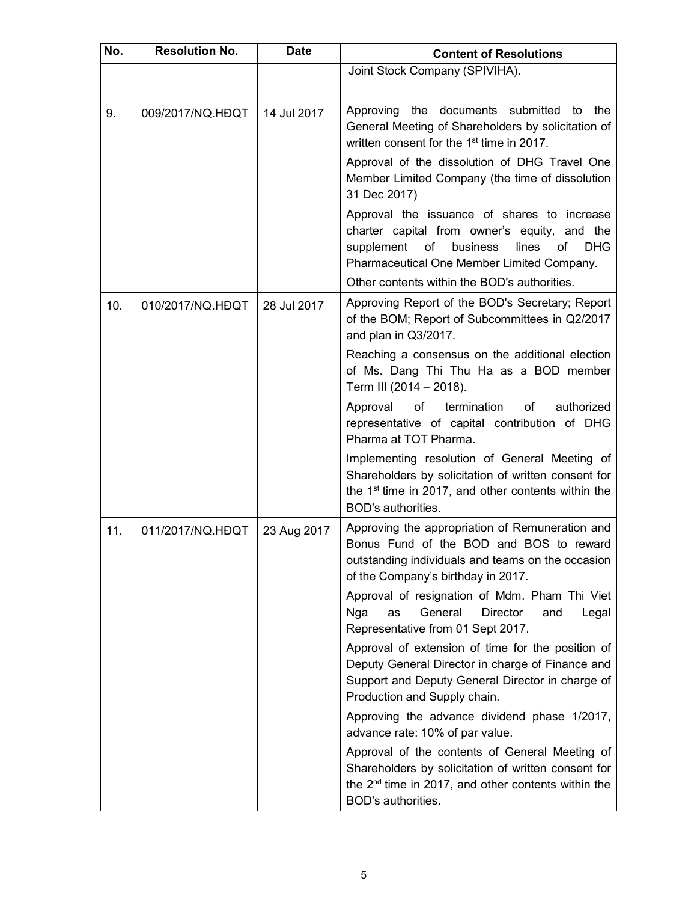| No. | Resolution No. | Date | Content of Resolutions |
|---|---|---|---|
| | | | Joint Stock Company (SPIVIHA). |
| 9. | 009/2017/NQ.HĐQT | 14 Jul 2017 | Approving the documents submitted to the General Meeting of Shareholders by solicitation of written consent for the 1st time in 2017.<br>Approval of the dissolution of DHG Travel One Member Limited Company (the time of dissolution 31 Dec 2017)<br>Approval the issuance of shares to increase charter capital from owner's equity, and the supplement of business lines of DHG Pharmaceutical One Member Limited Company.<br>Other contents within the BOD's authorities. |
| 10. | 010/2017/NQ.HĐQT | 28 Jul 2017 | Approving Report of the BOD's Secretary; Report of the BOM; Report of Subcommittees in Q2/2017 and plan in Q3/2017.<br>Reaching a consensus on the additional election of Ms. Dang Thi Thu Ha as a BOD member Term III (2014 – 2018).<br>Approval of termination of authorized representative of capital contribution of DHG Pharma at TOT Pharma.<br>Implementing resolution of General Meeting of Shareholders by solicitation of written consent for the 1st time in 2017, and other contents within the BOD's authorities. |
| 11. | 011/2017/NQ.HĐQT | 23 Aug 2017 | Approving the appropriation of Remuneration and Bonus Fund of the BOD and BOS to reward outstanding individuals and teams on the occasion of the Company's birthday in 2017.<br>Approval of resignation of Mdm. Pham Thi Viet Nga as General Director and Legal Representative from 01 Sept 2017.<br>Approval of extension of time for the position of Deputy General Director in charge of Finance and Support and Deputy General Director in charge of Production and Supply chain.<br>Approving the advance dividend phase 1/2017, advance rate: 10% of par value.<br>Approval of the contents of General Meeting of Shareholders by solicitation of written consent for the 2nd time in 2017, and other contents within the BOD's authorities. |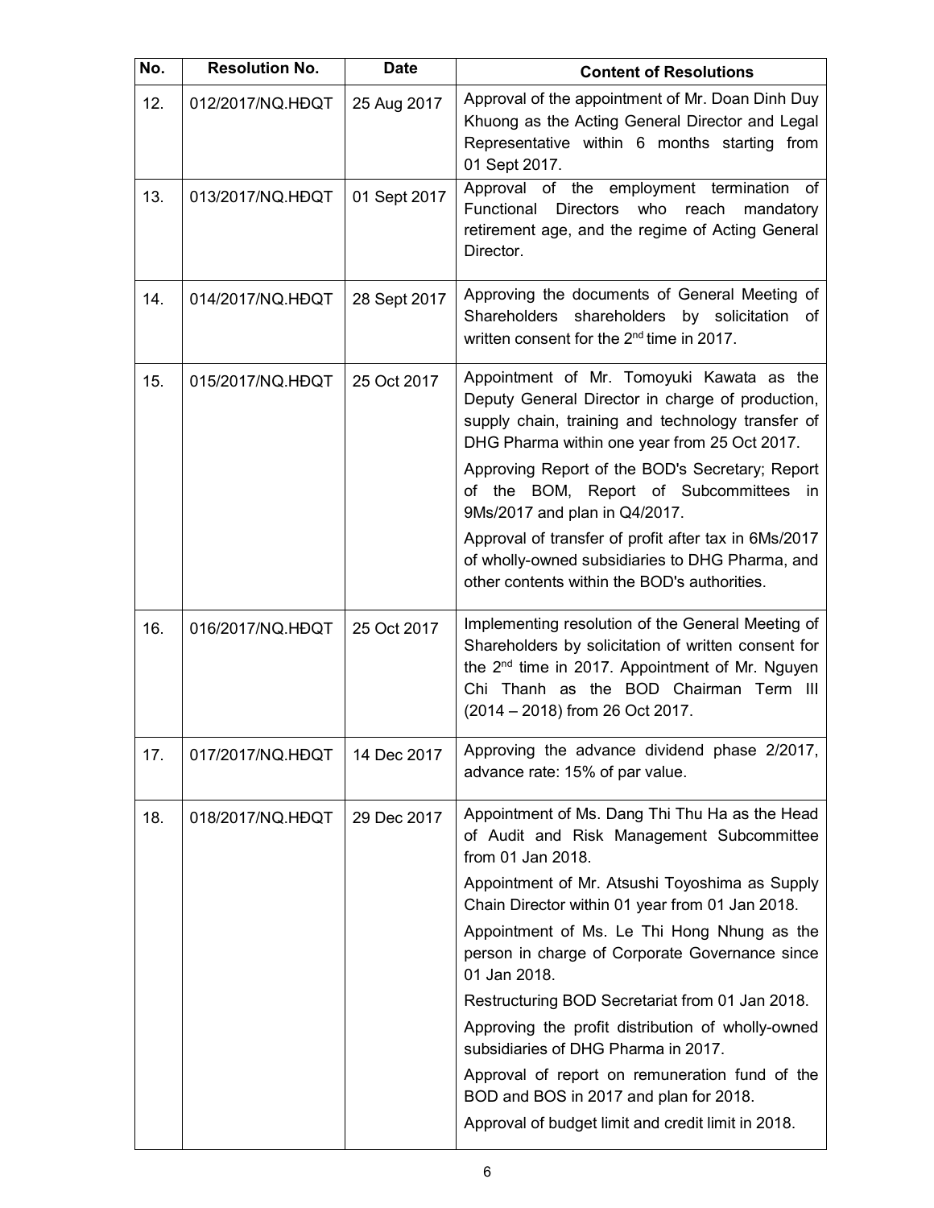| No. | Resolution No. | Date | Content of Resolutions |
|---|---|---|---|
| 12. | 012/2017/NQ.HĐQT | 25 Aug 2017 | Approval of the appointment of Mr. Doan Dinh Duy Khuong as the Acting General Director and Legal Representative within 6 months starting from 01 Sept 2017. |
| 13. | 013/2017/NQ.HĐQT | 01 Sept 2017 | Approval of the employment termination of Functional Directors who reach mandatory retirement age, and the regime of Acting General Director. |
| 14. | 014/2017/NQ.HĐQT | 28 Sept 2017 | Approving the documents of General Meeting of Shareholders shareholders by solicitation of written consent for the 2nd time in 2017. |
| 15. | 015/2017/NQ.HĐQT | 25 Oct 2017 | Appointment of Mr. Tomoyuki Kawata as the Deputy General Director in charge of production, supply chain, training and technology transfer of DHG Pharma within one year from 25 Oct 2017.<br>Approving Report of the BOD's Secretary; Report of the BOM, Report of Subcommittees in 9Ms/2017 and plan in Q4/2017.<br>Approval of transfer of profit after tax in 6Ms/2017 of wholly-owned subsidiaries to DHG Pharma, and other contents within the BOD's authorities. |
| 16. | 016/2017/NQ.HĐQT | 25 Oct 2017 | Implementing resolution of the General Meeting of Shareholders by solicitation of written consent for the 2nd time in 2017. Appointment of Mr. Nguyen Chi Thanh as the BOD Chairman Term III (2014 – 2018) from 26 Oct 2017. |
| 17. | 017/2017/NQ.HĐQT | 14 Dec 2017 | Approving the advance dividend phase 2/2017, advance rate: 15% of par value. |
| 18. | 018/2017/NQ.HĐQT | 29 Dec 2017 | Appointment of Ms. Dang Thi Thu Ha as the Head of Audit and Risk Management Subcommittee from 01 Jan 2018.<br>Appointment of Mr. Atsushi Toyoshima as Supply Chain Director within 01 year from 01 Jan 2018.<br>Appointment of Ms. Le Thi Hong Nhung as the person in charge of Corporate Governance since 01 Jan 2018.<br>Restructuring BOD Secretariat from 01 Jan 2018.<br>Approving the profit distribution of wholly-owned subsidiaries of DHG Pharma in 2017.<br>Approval of report on remuneration fund of the BOD and BOS in 2017 and plan for 2018.<br>Approval of budget limit and credit limit in 2018. |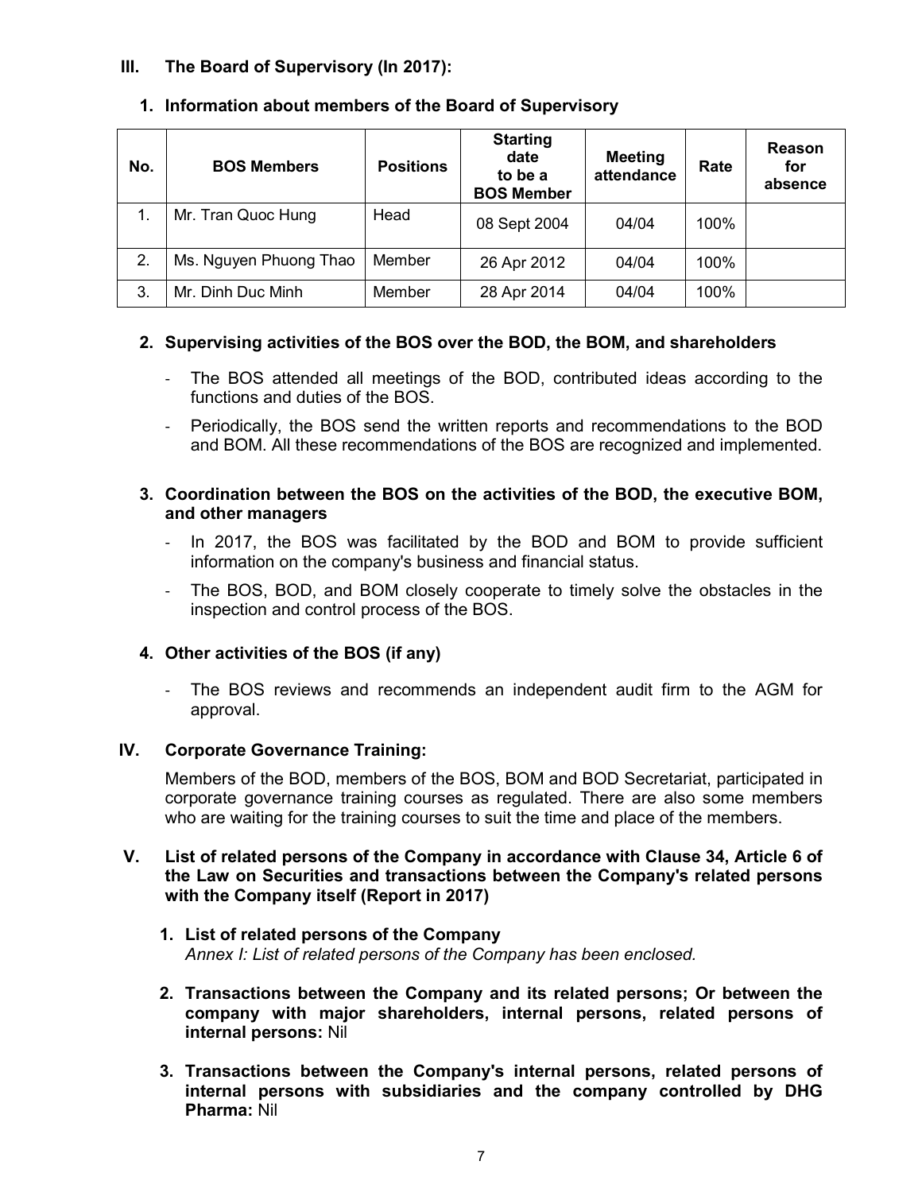## III. The Board of Supervisory (In 2017):

### 1. Information about members of the Board of Supervisory

| No. | BOS Members | Positions | Starting date to be a BOS Member | Meeting attendance | Rate | Reason for absence |
|---|---|---|---|---|---|---|
| 1. | Mr. Tran Quoc Hung | Head | 08 Sept 2004 | 04/04 | 100% | |
| 2. | Ms. Nguyen Phuong Thao | Member | 26 Apr 2012 | 04/04 | 100% | |
| 3. | Mr. Dinh Duc Minh | Member | 28 Apr 2014 | 04/04 | 100% | |

### 2. Supervising activities of the BOS over the BOD, the BOM, and shareholders

- The BOS attended all meetings of the BOD, contributed ideas according to the functions and duties of the BOS.
- Periodically, the BOS send the written reports and recommendations to the BOD and BOM. All these recommendations of the BOS are recognized and implemented.

### 3. Coordination between the BOS on the activities of the BOD, the executive BOM, and other managers

- In 2017, the BOS was facilitated by the BOD and BOM to provide sufficient information on the company's business and financial status.
- The BOS, BOD, and BOM closely cooperate to timely solve the obstacles in the inspection and control process of the BOS.

### 4. Other activities of the BOS (if any)

- The BOS reviews and recommends an independent audit firm to the AGM for approval.

## IV. Corporate Governance Training:

Members of the BOD, members of the BOS, BOM and BOD Secretariat, participated in corporate governance training courses as regulated. There are also some members who are waiting for the training courses to suit the time and place of the members.

## V. List of related persons of the Company in accordance with Clause 34, Article 6 of the Law on Securities and transactions between the Company's related persons with the Company itself (Report in 2017)

### 1. List of related persons of the Company

*Annex I: List of related persons of the Company has been enclosed.*

### 2. Transactions between the Company and its related persons; Or between the company with major shareholders, internal persons, related persons of internal persons: Nil

### 3. Transactions between the Company's internal persons, related persons of internal persons with subsidiaries and the company controlled by DHG Pharma: Nil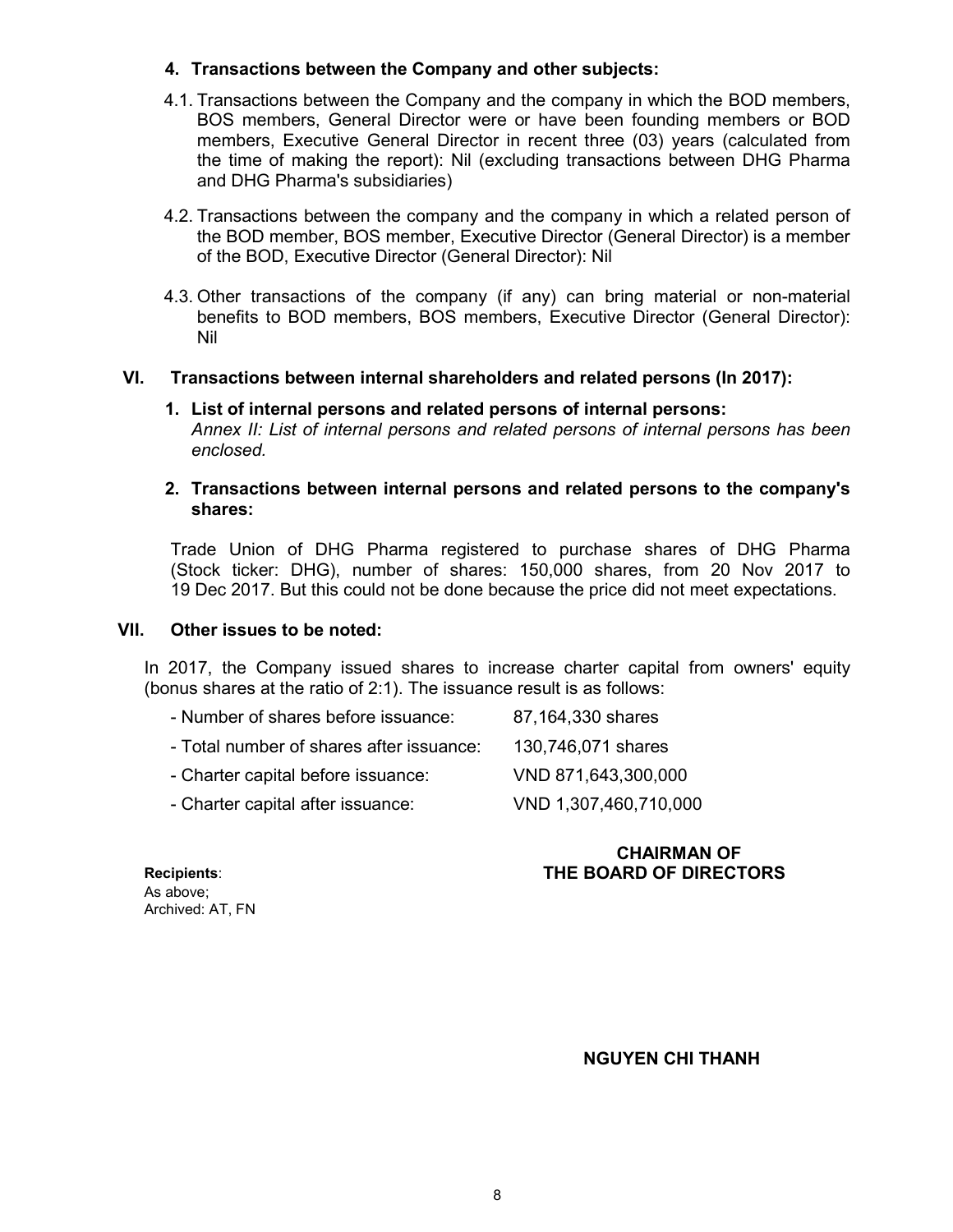**4. Transactions between the Company and other subjects:**

4.1. Transactions between the Company and the company in which the BOD members, BOS members, General Director were or have been founding members or BOD members, Executive General Director in recent three (03) years (calculated from the time of making the report): Nil (excluding transactions between DHG Pharma and DHG Pharma's subsidiaries)

4.2. Transactions between the company and the company in which a related person of the BOD member, BOS member, Executive Director (General Director) is a member of the BOD, Executive Director (General Director): Nil

4.3. Other transactions of the company (if any) can bring material or non-material benefits to BOD members, BOS members, Executive Director (General Director): Nil

## VI. Transactions between internal shareholders and related persons (In 2017):

**1. List of internal persons and related persons of internal persons:**

*Annex II: List of internal persons and related persons of internal persons has been enclosed.*

**2. Transactions between internal persons and related persons to the company's shares:**

Trade Union of DHG Pharma registered to purchase shares of DHG Pharma (Stock ticker: DHG), number of shares: 150,000 shares, from 20 Nov 2017 to 19 Dec 2017. But this could not be done because the price did not meet expectations.

## VII. Other issues to be noted:

In 2017, the Company issued shares to increase charter capital from owners' equity (bonus shares at the ratio of 2:1). The issuance result is as follows:

- Number of shares before issuance: 87,164,330 shares
- Total number of shares after issuance: 130,746,071 shares
- Charter capital before issuance: VND 871,643,300,000
- Charter capital after issuance: VND 1,307,460,710,000

**Recipients**:
As above;
Archived: AT, FN

**CHAIRMAN OF THE BOARD OF DIRECTORS**

**NGUYEN CHI THANH**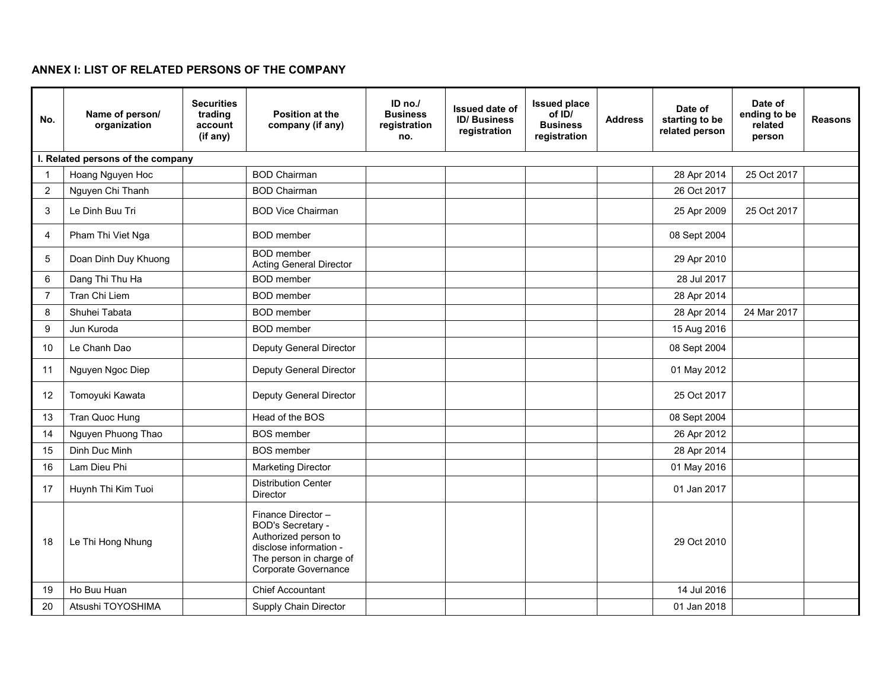## ANNEX I: LIST OF RELATED PERSONS OF THE COMPANY

| No. | Name of person/ organization | Securities trading account (if any) | Position at the company (if any) | ID no./ Business registration no. | Issued date of ID/ Business registration | Issued place of ID/ Business registration | Address | Date of starting to be related person | Date of ending to be related person | Reasons |
|---|---|---|---|---|---|---|---|---|---|---|
| **I. Related persons of the company** | | | | | | | | | | |
| 1 | Hoang Nguyen Hoc | | BOD Chairman | | | | | 28 Apr 2014 | 25 Oct 2017 | |
| 2 | Nguyen Chi Thanh | | BOD Chairman | | | | | 26 Oct 2017 | | |
| 3 | Le Dinh Buu Tri | | BOD Vice Chairman | | | | | 25 Apr 2009 | 25 Oct 2017 | |
| 4 | Pham Thi Viet Nga | | BOD member | | | | | 08 Sept 2004 | | |
| 5 | Doan Dinh Duy Khuong | | BOD member<br>Acting General Director | | | | | 29 Apr 2010 | | |
| 6 | Dang Thi Thu Ha | | BOD member | | | | | 28 Jul 2017 | | |
| 7 | Tran Chi Liem | | BOD member | | | | | 28 Apr 2014 | | |
| 8 | Shuhei Tabata | | BOD member | | | | | 28 Apr 2014 | 24 Mar 2017 | |
| 9 | Jun Kuroda | | BOD member | | | | | 15 Aug 2016 | | |
| 10 | Le Chanh Dao | | Deputy General Director | | | | | 08 Sept 2004 | | |
| 11 | Nguyen Ngoc Diep | | Deputy General Director | | | | | 01 May 2012 | | |
| 12 | Tomoyuki Kawata | | Deputy General Director | | | | | 25 Oct 2017 | | |
| 13 | Tran Quoc Hung | | Head of the BOS | | | | | 08 Sept 2004 | | |
| 14 | Nguyen Phuong Thao | | BOS member | | | | | 26 Apr 2012 | | |
| 15 | Dinh Duc Minh | | BOS member | | | | | 28 Apr 2014 | | |
| 16 | Lam Dieu Phi | | Marketing Director | | | | | 01 May 2016 | | |
| 17 | Huynh Thi Kim Tuoi | | Distribution Center Director | | | | | 01 Jan 2017 | | |
| 18 | Le Thi Hong Nhung | | Finance Director – BOD's Secretary - Authorized person to disclose information - The person in charge of Corporate Governance | | | | | 29 Oct 2010 | | |
| 19 | Ho Buu Huan | | Chief Accountant | | | | | 14 Jul 2016 | | |
| 20 | Atsushi TOYOSHIMA | | Supply Chain Director | | | | | 01 Jan 2018 | | |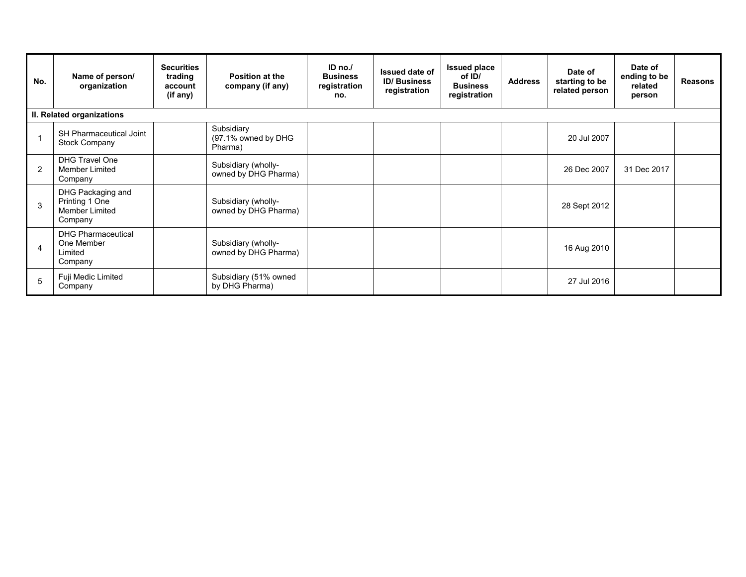| No. | Name of person/ organization | Securities trading account (if any) | Position at the company (if any) | ID no./ Business registration no. | Issued date of ID/ Business registration | Issued place of ID/ Business registration | Address | Date of starting to be related person | Date of ending to be related person | Reasons |
|---|---|---|---|---|---|---|---|---|---|---|
| **II. Related organizations** | | | | | | | | | | |
| 1 | SH Pharmaceutical Joint Stock Company | | Subsidiary (97.1% owned by DHG Pharma) | | | | | 20 Jul 2007 | | |
| 2 | DHG Travel One Member Limited Company | | Subsidiary (wholly-owned by DHG Pharma) | | | | | 26 Dec 2007 | 31 Dec 2017 | |
| 3 | DHG Packaging and Printing 1 One Member Limited Company | | Subsidiary (wholly-owned by DHG Pharma) | | | | | 28 Sept 2012 | | |
| 4 | DHG Pharmaceutical One Member Limited Company | | Subsidiary (wholly-owned by DHG Pharma) | | | | | 16 Aug 2010 | | |
| 5 | Fuji Medic Limited Company | | Subsidiary (51% owned by DHG Pharma) | | | | | 27 Jul 2016 | | |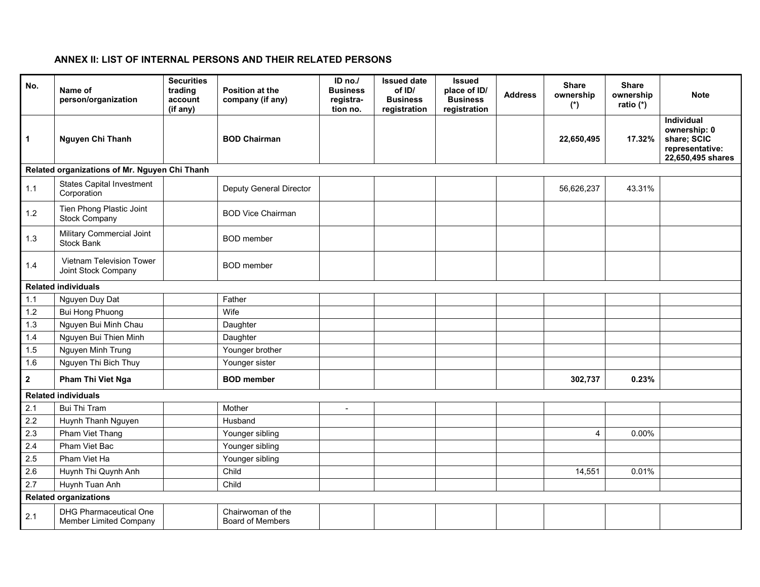## ANNEX II: LIST OF INTERNAL PERSONS AND THEIR RELATED PERSONS

| No. | Name of person/organization | Securities trading account (if any) | Position at the company (if any) | ID no./ Business registra-tion no. | Issued date of ID/ Business registration | Issued place of ID/ Business registration | Address | Share ownership (*) | Share ownership ratio (*) | Note |
|---|---|---|---|---|---|---|---|---|---|---|
| **1** | **Nguyen Chi Thanh** | | **BOD Chairman** | | | | | **22,650,495** | **17.32%** | **Individual ownership: 0 share; SCIC representative: 22,650,495 shares** |
| **Related organizations of Mr. Nguyen Chi Thanh** | | | | | | | | | | |
| 1.1 | States Capital Investment Corporation | | Deputy General Director | | | | | 56,626,237 | 43.31% | |
| 1.2 | Tien Phong Plastic Joint Stock Company | | BOD Vice Chairman | | | | | | | |
| 1.3 | Military Commercial Joint Stock Bank | | BOD member | | | | | | | |
| 1.4 | Vietnam Television Tower Joint Stock Company | | BOD member | | | | | | | |
| **Related individuals** | | | | | | | | | | |
| 1.1 | Nguyen Duy Dat | | Father | | | | | | | |
| 1.2 | Bui Hong Phuong | | Wife | | | | | | | |
| 1.3 | Nguyen Bui Minh Chau | | Daughter | | | | | | | |
| 1.4 | Nguyen Bui Thien Minh | | Daughter | | | | | | | |
| 1.5 | Nguyen Minh Trung | | Younger brother | | | | | | | |
| 1.6 | Nguyen Thi Bich Thuy | | Younger sister | | | | | | | |
| **2** | **Pham Thi Viet Nga** | | **BOD member** | | | | | **302,737** | **0.23%** | |
| **Related individuals** | | | | | | | | | | |
| 2.1 | Bui Thi Tram | | Mother | - | | | | | | |
| 2.2 | Huynh Thanh Nguyen | | Husband | | | | | | | |
| 2.3 | Pham Viet Thang | | Younger sibling | | | | | 4 | 0.00% | |
| 2.4 | Pham Viet Bac | | Younger sibling | | | | | | | |
| 2.5 | Pham Viet Ha | | Younger sibling | | | | | | | |
| 2.6 | Huynh Thi Quynh Anh | | Child | | | | | 14,551 | 0.01% | |
| 2.7 | Huynh Tuan Anh | | Child | | | | | | | |
| **Related organizations** | | | | | | | | | | |
| 2.1 | DHG Pharmaceutical One Member Limited Company | | Chairwoman of the Board of Members | | | | | | | |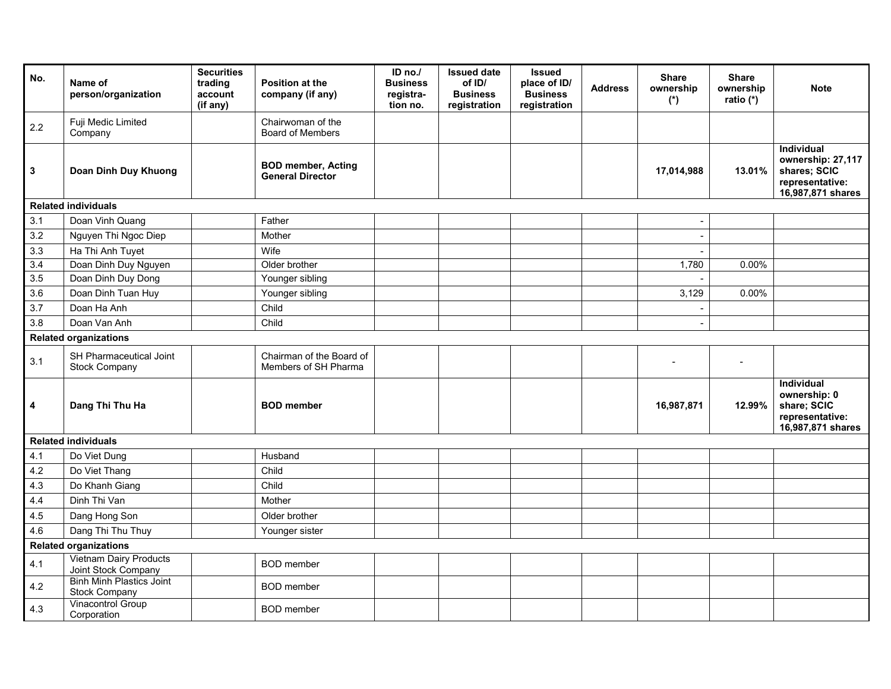| No. | Name of person/organization | Securities trading account (if any) | Position at the company (if any) | ID no./ Business registra-tion no. | Issued date of ID/ Business registration | Issued place of ID/ Business registration | Address | Share ownership (*) | Share ownership ratio (*) | Note |
|---|---|---|---|---|---|---|---|---|---|---|
| 2.2 | Fuji Medic Limited Company | | Chairwoman of the Board of Members | | | | | | | |
| **3** | **Doan Dinh Duy Khuong** | | **BOD member, Acting General Director** | | | | | **17,014,988** | **13.01%** | **Individual ownership: 27,117 shares; SCIC representative: 16,987,871 shares** |
| **Related individuals** | | | | | | | | | | |
| 3.1 | Doan Vinh Quang | | Father | | | | | - | | |
| 3.2 | Nguyen Thi Ngoc Diep | | Mother | | | | | - | | |
| 3.3 | Ha Thi Anh Tuyet | | Wife | | | | | - | | |
| 3.4 | Doan Dinh Duy Nguyen | | Older brother | | | | | 1,780 | 0.00% | |
| 3.5 | Doan Dinh Duy Dong | | Younger sibling | | | | | - | | |
| 3.6 | Doan Dinh Tuan Huy | | Younger sibling | | | | | 3,129 | 0.00% | |
| 3.7 | Doan Ha Anh | | Child | | | | | - | | |
| 3.8 | Doan Van Anh | | Child | | | | | - | | |
| **Related organizations** | | | | | | | | | | |
| 3.1 | SH Pharmaceutical Joint Stock Company | | Chairman of the Board of Members of SH Pharma | | | | | - | - | |
| **4** | **Dang Thi Thu Ha** | | **BOD member** | | | | | **16,987,871** | **12.99%** | **Individual ownership: 0 share; SCIC representative: 16,987,871 shares** |
| **Related individuals** | | | | | | | | | | |
| 4.1 | Do Viet Dung | | Husband | | | | | | | |
| 4.2 | Do Viet Thang | | Child | | | | | | | |
| 4.3 | Do Khanh Giang | | Child | | | | | | | |
| 4.4 | Dinh Thi Van | | Mother | | | | | | | |
| 4.5 | Dang Hong Son | | Older brother | | | | | | | |
| 4.6 | Dang Thi Thu Thuy | | Younger sister | | | | | | | |
| **Related organizations** | | | | | | | | | | |
| 4.1 | Vietnam Dairy Products Joint Stock Company | | BOD member | | | | | | | |
| 4.2 | Binh Minh Plastics Joint Stock Company | | BOD member | | | | | | | |
| 4.3 | Vinacontrol Group Corporation | | BOD member | | | | | | | |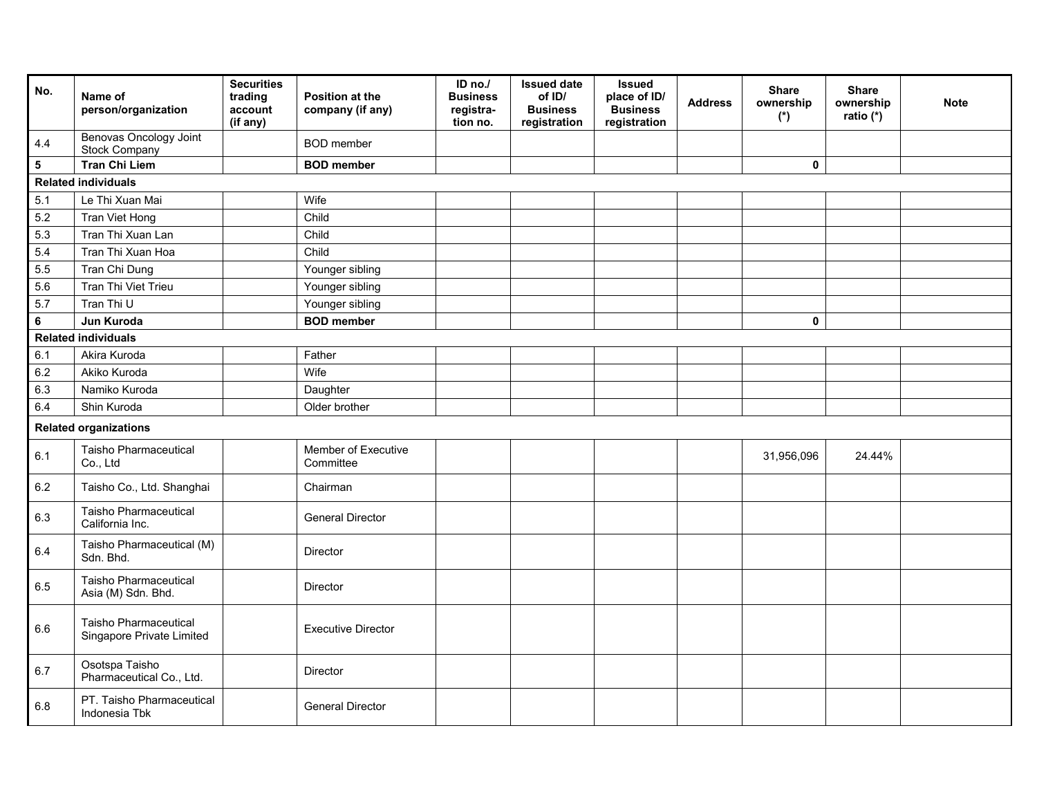| No. | Name of person/organization | Securities trading account (if any) | Position at the company (if any) | ID no./ Business registra-tion no. | Issued date of ID/ Business registration | Issued place of ID/ Business registration | Address | Share ownership (*) | Share ownership ratio (*) | Note |
|---|---|---|---|---|---|---|---|---|---|---|
| 4.4 | Benovas Oncology Joint Stock Company | | BOD member | | | | | | | |
| **5** | **Tran Chi Liem** | | **BOD member** | | | | | **0** | | |
| **Related individuals** | | | | | | | | | | |
| 5.1 | Le Thi Xuan Mai | | Wife | | | | | | | |
| 5.2 | Tran Viet Hong | | Child | | | | | | | |
| 5.3 | Tran Thi Xuan Lan | | Child | | | | | | | |
| 5.4 | Tran Thi Xuan Hoa | | Child | | | | | | | |
| 5.5 | Tran Chi Dung | | Younger sibling | | | | | | | |
| 5.6 | Tran Thi Viet Trieu | | Younger sibling | | | | | | | |
| 5.7 | Tran Thi U | | Younger sibling | | | | | | | |
| **6** | **Jun Kuroda** | | **BOD member** | | | | | **0** | | |
| **Related individuals** | | | | | | | | | | |
| 6.1 | Akira Kuroda | | Father | | | | | | | |
| 6.2 | Akiko Kuroda | | Wife | | | | | | | |
| 6.3 | Namiko Kuroda | | Daughter | | | | | | | |
| 6.4 | Shin Kuroda | | Older brother | | | | | | | |
| **Related organizations** | | | | | | | | | | |
| 6.1 | Taisho Pharmaceutical Co., Ltd | | Member of Executive Committee | | | | | 31,956,096 | 24.44% | |
| 6.2 | Taisho Co., Ltd. Shanghai | | Chairman | | | | | | | |
| 6.3 | Taisho Pharmaceutical California Inc. | | General Director | | | | | | | |
| 6.4 | Taisho Pharmaceutical (M) Sdn. Bhd. | | Director | | | | | | | |
| 6.5 | Taisho Pharmaceutical Asia (M) Sdn. Bhd. | | Director | | | | | | | |
| 6.6 | Taisho Pharmaceutical Singapore Private Limited | | Executive Director | | | | | | | |
| 6.7 | Osotspa Taisho Pharmaceutical Co., Ltd. | | Director | | | | | | | |
| 6.8 | PT. Taisho Pharmaceutical Indonesia Tbk | | General Director | | | | | | | |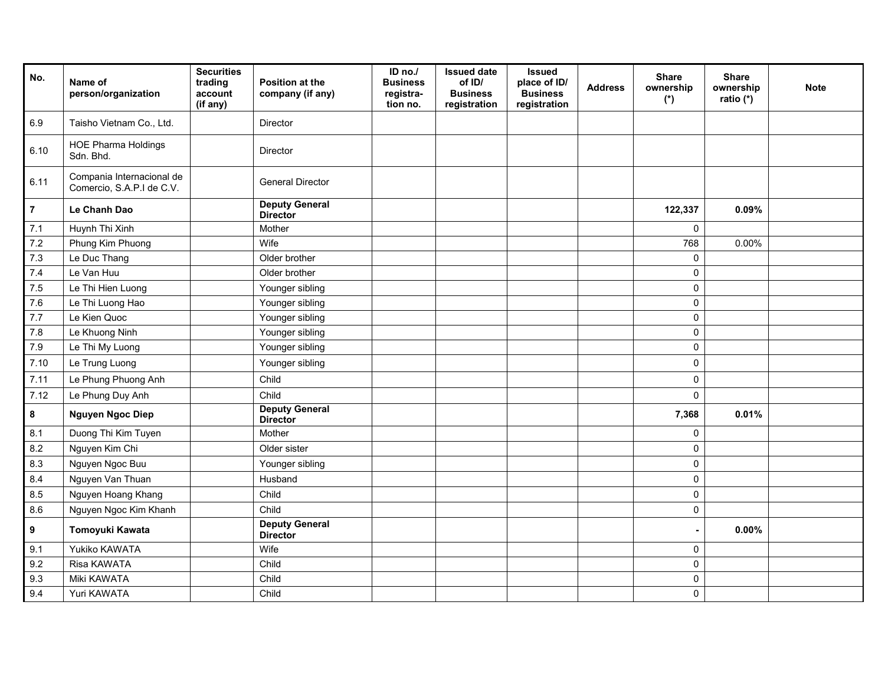| No. | Name of person/organization | Securities trading account (if any) | Position at the company (if any) | ID no./ Business registra-tion no. | Issued date of ID/ Business registration | Issued place of ID/ Business registration | Address | Share ownership (*) | Share ownership ratio (*) | Note |
|---|---|---|---|---|---|---|---|---|---|---|
| 6.9 | Taisho Vietnam Co., Ltd. | | Director | | | | | | | |
| 6.10 | HOE Pharma Holdings Sdn. Bhd. | | Director | | | | | | | |
| 6.11 | Compania Internacional de Comercio, S.A.P.I de C.V. | | General Director | | | | | | | |
| **7** | **Le Chanh Dao** | | **Deputy General Director** | | | | | **122,337** | **0.09%** | |
| 7.1 | Huynh Thi Xinh | | Mother | | | | | 0 | | |
| 7.2 | Phung Kim Phuong | | Wife | | | | | 768 | 0.00% | |
| 7.3 | Le Duc Thang | | Older brother | | | | | 0 | | |
| 7.4 | Le Van Huu | | Older brother | | | | | 0 | | |
| 7.5 | Le Thi Hien Luong | | Younger sibling | | | | | 0 | | |
| 7.6 | Le Thi Luong Hao | | Younger sibling | | | | | 0 | | |
| 7.7 | Le Kien Quoc | | Younger sibling | | | | | 0 | | |
| 7.8 | Le Khuong Ninh | | Younger sibling | | | | | 0 | | |
| 7.9 | Le Thi My Luong | | Younger sibling | | | | | 0 | | |
| 7.10 | Le Trung Luong | | Younger sibling | | | | | 0 | | |
| 7.11 | Le Phung Phuong Anh | | Child | | | | | 0 | | |
| 7.12 | Le Phung Duy Anh | | Child | | | | | 0 | | |
| **8** | **Nguyen Ngoc Diep** | | **Deputy General Director** | | | | | **7,368** | **0.01%** | |
| 8.1 | Duong Thi Kim Tuyen | | Mother | | | | | 0 | | |
| 8.2 | Nguyen Kim Chi | | Older sister | | | | | 0 | | |
| 8.3 | Nguyen Ngoc Buu | | Younger sibling | | | | | 0 | | |
| 8.4 | Nguyen Van Thuan | | Husband | | | | | 0 | | |
| 8.5 | Nguyen Hoang Khang | | Child | | | | | 0 | | |
| 8.6 | Nguyen Ngoc Kim Khanh | | Child | | | | | 0 | | |
| **9** | **Tomoyuki Kawata** | | **Deputy General Director** | | | | | **-** | **0.00%** | |
| 9.1 | Yukiko KAWATA | | Wife | | | | | 0 | | |
| 9.2 | Risa KAWATA | | Child | | | | | 0 | | |
| 9.3 | Miki KAWATA | | Child | | | | | 0 | | |
| 9.4 | Yuri KAWATA | | Child | | | | | 0 | | |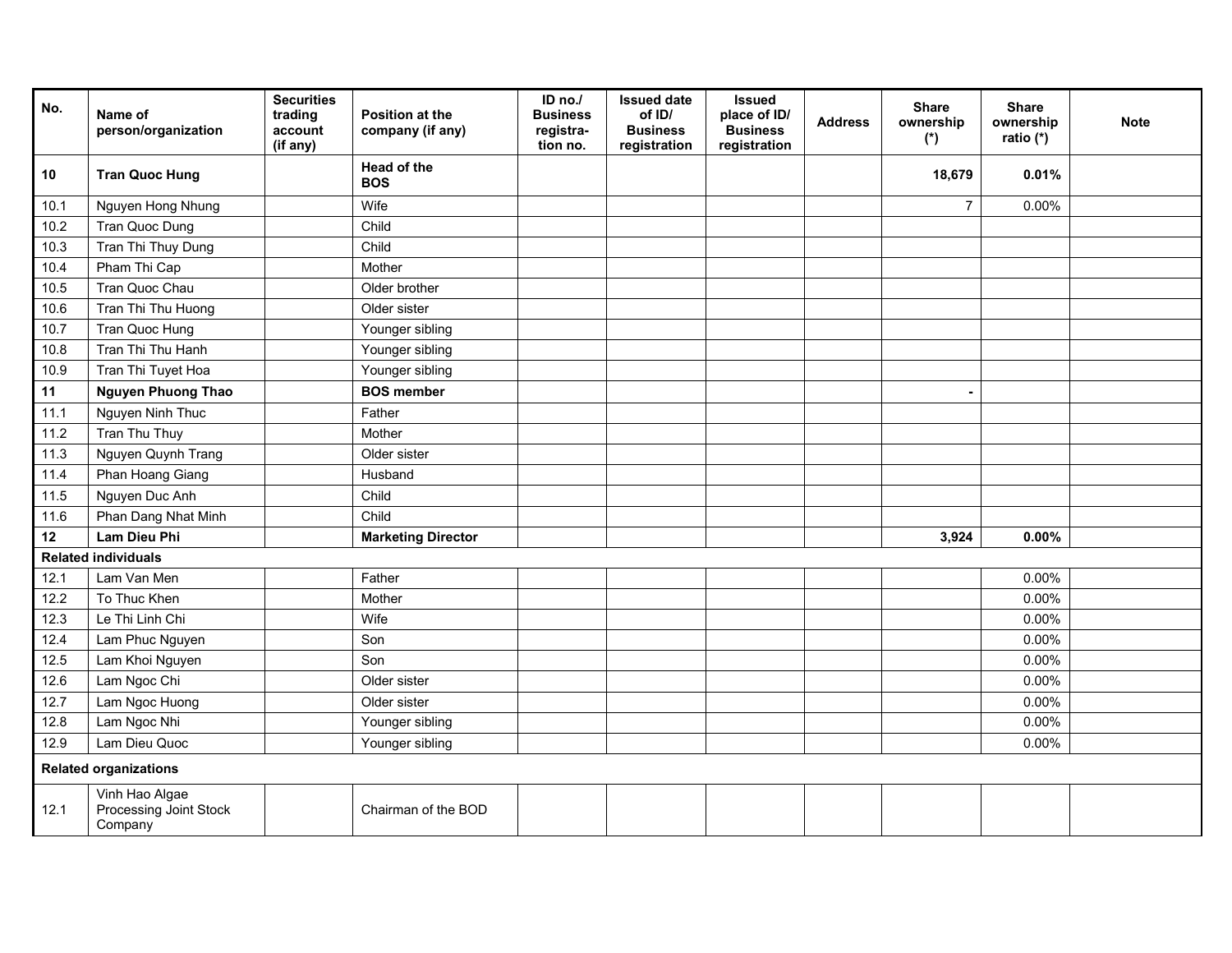| No. | Name of person/organization | Securities trading account (if any) | Position at the company (if any) | ID no./ Business registra-tion no. | Issued date of ID/ Business registration | Issued place of ID/ Business registration | Address | Share ownership (*) | Share ownership ratio (*) | Note |
|---|---|---|---|---|---|---|---|---|---|---|
| **10** | **Tran Quoc Hung** | | **Head of the BOS** | | | | | **18,679** | **0.01%** | |
| 10.1 | Nguyen Hong Nhung | | Wife | | | | | 7 | 0.00% | |
| 10.2 | Tran Quoc Dung | | Child | | | | | | | |
| 10.3 | Tran Thi Thuy Dung | | Child | | | | | | | |
| 10.4 | Pham Thi Cap | | Mother | | | | | | | |
| 10.5 | Tran Quoc Chau | | Older brother | | | | | | | |
| 10.6 | Tran Thi Thu Huong | | Older sister | | | | | | | |
| 10.7 | Tran Quoc Hung | | Younger sibling | | | | | | | |
| 10.8 | Tran Thi Thu Hanh | | Younger sibling | | | | | | | |
| 10.9 | Tran Thi Tuyet Hoa | | Younger sibling | | | | | | | |
| **11** | **Nguyen Phuong Thao** | | **BOS member** | | | | | **-** | | |
| 11.1 | Nguyen Ninh Thuc | | Father | | | | | | | |
| 11.2 | Tran Thu Thuy | | Mother | | | | | | | |
| 11.3 | Nguyen Quynh Trang | | Older sister | | | | | | | |
| 11.4 | Phan Hoang Giang | | Husband | | | | | | | |
| 11.5 | Nguyen Duc Anh | | Child | | | | | | | |
| 11.6 | Phan Dang Nhat Minh | | Child | | | | | | | |
| **12** | **Lam Dieu Phi** | | **Marketing Director** | | | | | **3,924** | **0.00%** | |
| **Related individuals** | | | | | | | | | | |
| 12.1 | Lam Van Men | | Father | | | | | | 0.00% | |
| 12.2 | To Thuc Khen | | Mother | | | | | | 0.00% | |
| 12.3 | Le Thi Linh Chi | | Wife | | | | | | 0.00% | |
| 12.4 | Lam Phuc Nguyen | | Son | | | | | | 0.00% | |
| 12.5 | Lam Khoi Nguyen | | Son | | | | | | 0.00% | |
| 12.6 | Lam Ngoc Chi | | Older sister | | | | | | 0.00% | |
| 12.7 | Lam Ngoc Huong | | Older sister | | | | | | 0.00% | |
| 12.8 | Lam Ngoc Nhi | | Younger sibling | | | | | | 0.00% | |
| 12.9 | Lam Dieu Quoc | | Younger sibling | | | | | | 0.00% | |
| **Related organizations** | | | | | | | | | | |
| 12.1 | Vinh Hao Algae Processing Joint Stock Company | | Chairman of the BOD | | | | | | | |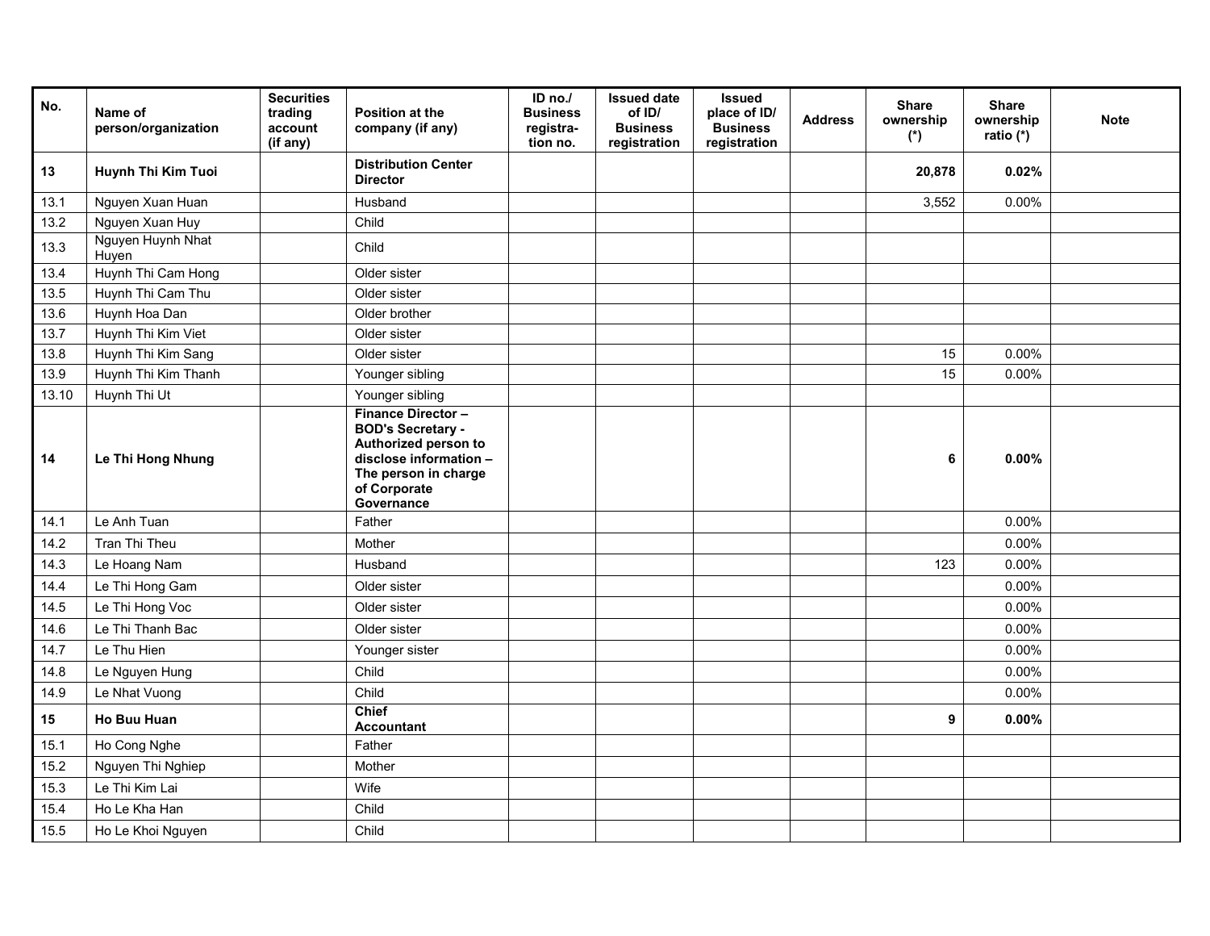| No. | Name of person/organization | Securities trading account (if any) | Position at the company (if any) | ID no./ Business registra-tion no. | Issued date of ID/ Business registration | Issued place of ID/ Business registration | Address | Share ownership (*) | Share ownership ratio (*) | Note |
|---|---|---|---|---|---|---|---|---|---|---|
| **13** | **Huynh Thi Kim Tuoi** | | **Distribution Center Director** | | | | | **20,878** | **0.02%** | |
| 13.1 | Nguyen Xuan Huan | | Husband | | | | | 3,552 | 0.00% | |
| 13.2 | Nguyen Xuan Huy | | Child | | | | | | | |
| 13.3 | Nguyen Huynh Nhat Huyen | | Child | | | | | | | |
| 13.4 | Huynh Thi Cam Hong | | Older sister | | | | | | | |
| 13.5 | Huynh Thi Cam Thu | | Older sister | | | | | | | |
| 13.6 | Huynh Hoa Dan | | Older brother | | | | | | | |
| 13.7 | Huynh Thi Kim Viet | | Older sister | | | | | | | |
| 13.8 | Huynh Thi Kim Sang | | Older sister | | | | | 15 | 0.00% | |
| 13.9 | Huynh Thi Kim Thanh | | Younger sibling | | | | | 15 | 0.00% | |
| 13.10 | Huynh Thi Ut | | Younger sibling | | | | | | | |
| **14** | **Le Thi Hong Nhung** | | **Finance Director – BOD's Secretary - Authorized person to disclose information – The person in charge of Corporate Governance** | | | | | **6** | **0.00%** | |
| 14.1 | Le Anh Tuan | | Father | | | | | | 0.00% | |
| 14.2 | Tran Thi Theu | | Mother | | | | | | 0.00% | |
| 14.3 | Le Hoang Nam | | Husband | | | | | 123 | 0.00% | |
| 14.4 | Le Thi Hong Gam | | Older sister | | | | | | 0.00% | |
| 14.5 | Le Thi Hong Voc | | Older sister | | | | | | 0.00% | |
| 14.6 | Le Thi Thanh Bac | | Older sister | | | | | | 0.00% | |
| 14.7 | Le Thu Hien | | Younger sister | | | | | | 0.00% | |
| 14.8 | Le Nguyen Hung | | Child | | | | | | 0.00% | |
| 14.9 | Le Nhat Vuong | | Child | | | | | | 0.00% | |
| **15** | **Ho Buu Huan** | | **Chief Accountant** | | | | | **9** | **0.00%** | |
| 15.1 | Ho Cong Nghe | | Father | | | | | | | |
| 15.2 | Nguyen Thi Nghiep | | Mother | | | | | | | |
| 15.3 | Le Thi Kim Lai | | Wife | | | | | | | |
| 15.4 | Ho Le Kha Han | | Child | | | | | | | |
| 15.5 | Ho Le Khoi Nguyen | | Child | | | | | | | |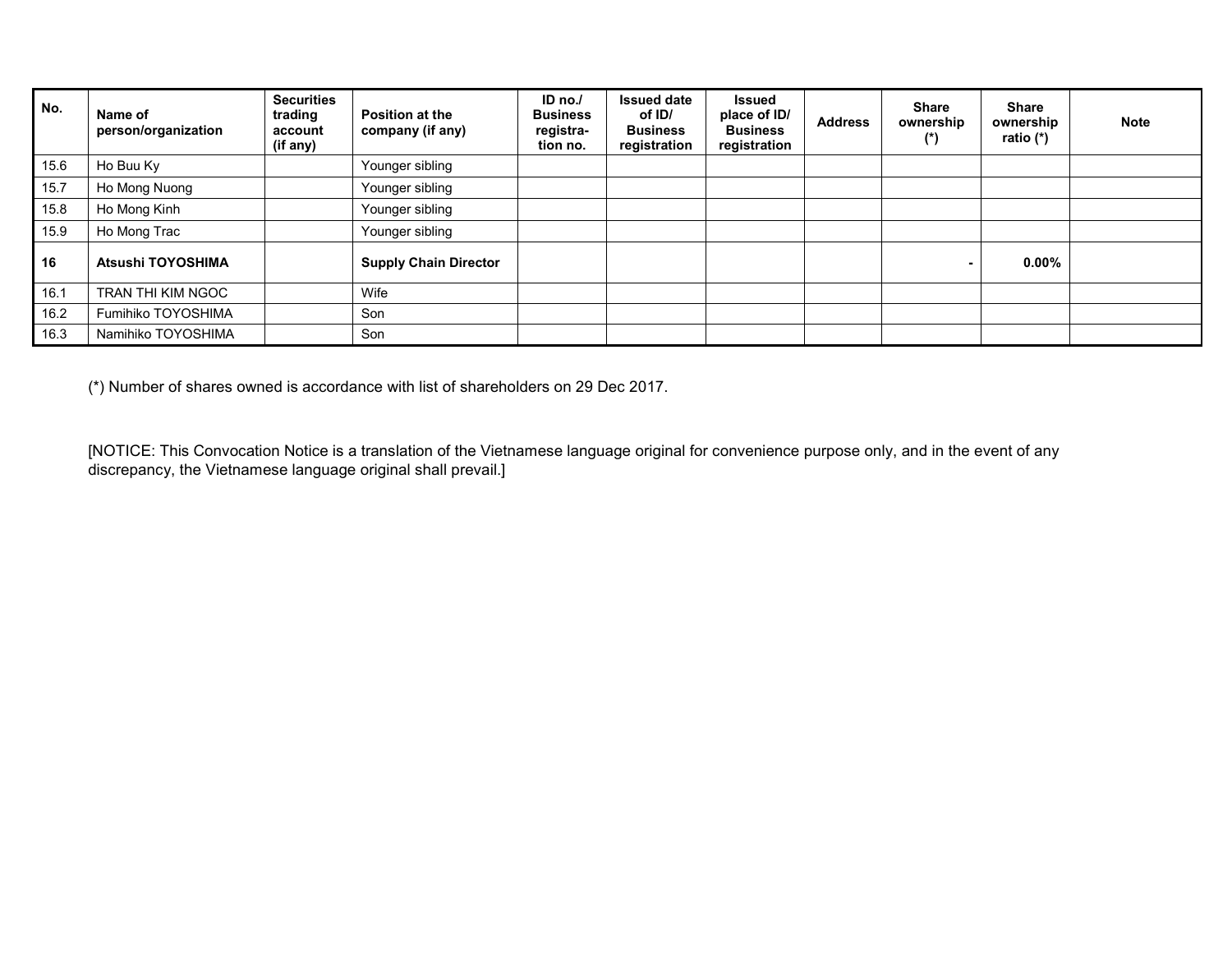| No. | Name of person/organization | Securities trading account (if any) | Position at the company (if any) | ID no./ Business registra-tion no. | Issued date of ID/ Business registration | Issued place of ID/ Business registration | Address | Share ownership (*) | Share ownership ratio (*) | Note |
|---|---|---|---|---|---|---|---|---|---|---|
| 15.6 | Ho Buu Ky | | Younger sibling | | | | | | | |
| 15.7 | Ho Mong Nuong | | Younger sibling | | | | | | | |
| 15.8 | Ho Mong Kinh | | Younger sibling | | | | | | | |
| 15.9 | Ho Mong Trac | | Younger sibling | | | | | | | |
| **16** | **Atsushi TOYOSHIMA** | | **Supply Chain Director** | | | | | **-** | **0.00%** | |
| 16.1 | TRAN THI KIM NGOC | | Wife | | | | | | | |
| 16.2 | Fumihiko TOYOSHIMA | | Son | | | | | | | |
| 16.3 | Namihiko TOYOSHIMA | | Son | | | | | | | |

(*) Number of shares owned is accordance with list of shareholders on 29 Dec 2017.

[NOTICE: This Convocation Notice is a translation of the Vietnamese language original for convenience purpose only, and in the event of any discrepancy, the Vietnamese language original shall prevail.]